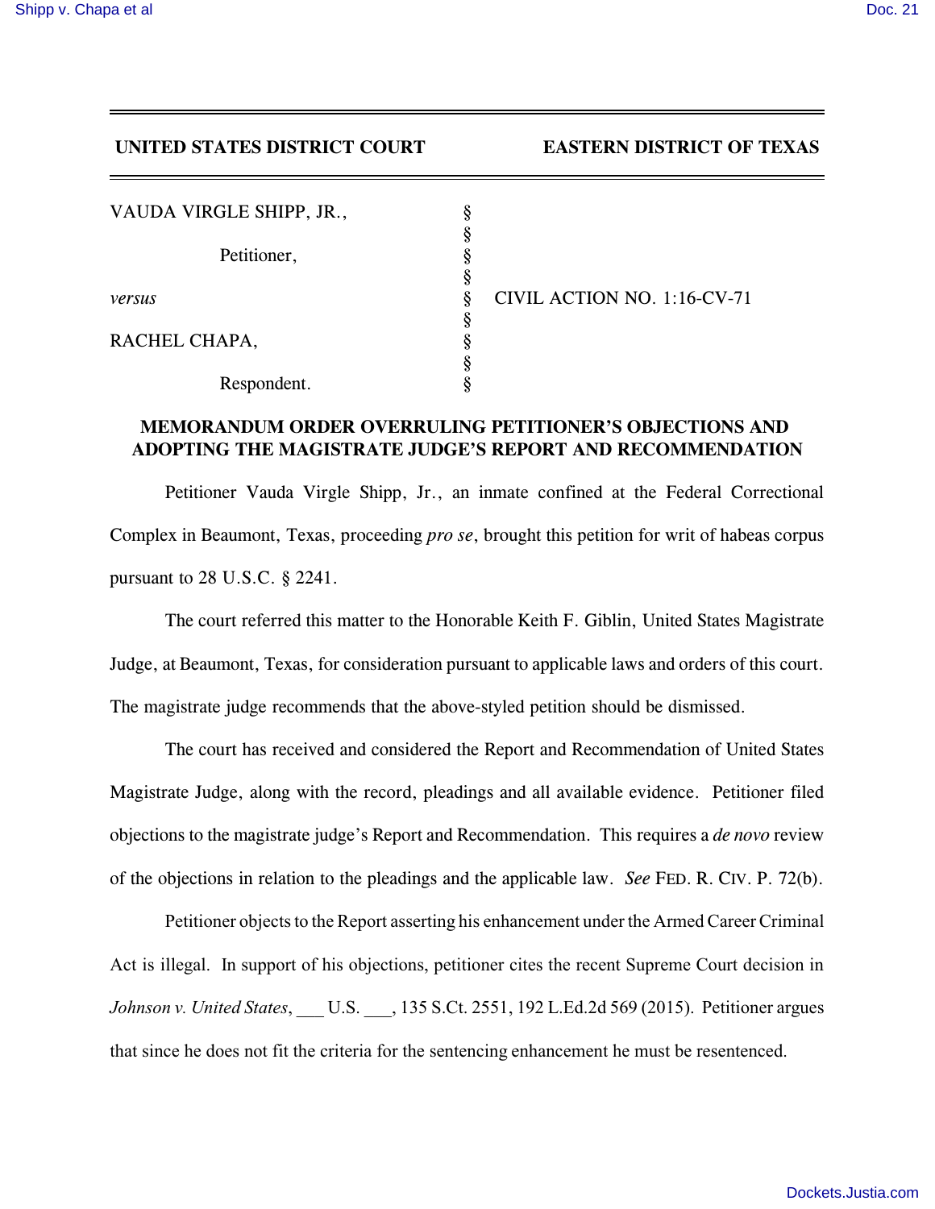**UNITED STATES DISTRICT COURT** **EASTERN DISTRICT OF TEXAS**

| | | |
|---|---|---|
| VAUDA VIRGLE SHIPP, JR., | § | |
| | § | |
| Petitioner, | § | |
| | § | |
| *versus* | § | CIVIL ACTION NO. 1:16-CV-71 |
| | § | |
| RACHEL CHAPA, | § | |
| | § | |
| Respondent. | § | |

## MEMORANDUM ORDER OVERRULING PETITIONER'S OBJECTIONS AND ADOPTING THE MAGISTRATE JUDGE'S REPORT AND RECOMMENDATION

Petitioner Vauda Virgle Shipp, Jr., an inmate confined at the Federal Correctional Complex in Beaumont, Texas, proceeding *pro se*, brought this petition for writ of habeas corpus pursuant to 28 U.S.C. § 2241.

The court referred this matter to the Honorable Keith F. Giblin, United States Magistrate Judge, at Beaumont, Texas, for consideration pursuant to applicable laws and orders of this court. The magistrate judge recommends that the above-styled petition should be dismissed.

The court has received and considered the Report and Recommendation of United States Magistrate Judge, along with the record, pleadings and all available evidence. Petitioner filed objections to the magistrate judge's Report and Recommendation. This requires a *de novo* review of the objections in relation to the pleadings and the applicable law. *See* FED. R. CIV. P. 72(b).

Petitioner objects to the Report asserting his enhancement under the Armed Career Criminal Act is illegal. In support of his objections, petitioner cites the recent Supreme Court decision in *Johnson v. United States*, ___ U.S. ___, 135 S.Ct. 2551, 192 L.Ed.2d 569 (2015). Petitioner argues that since he does not fit the criteria for the sentencing enhancement he must be resentenced.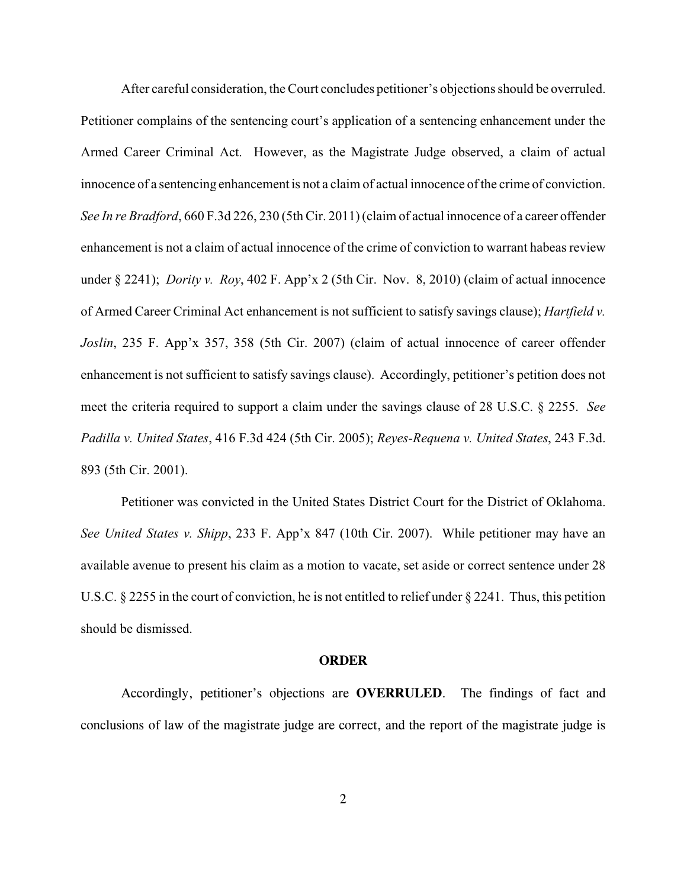After careful consideration, the Court concludes petitioner's objections should be overruled. Petitioner complains of the sentencing court's application of a sentencing enhancement under the Armed Career Criminal Act. However, as the Magistrate Judge observed, a claim of actual innocence of a sentencing enhancement is not a claim of actual innocence of the crime of conviction. *See In re Bradford*, 660 F.3d 226, 230 (5th Cir. 2011) (claim of actual innocence of a career offender enhancement is not a claim of actual innocence of the crime of conviction to warrant habeas review under § 2241); *Dority v. Roy*, 402 F. App'x 2 (5th Cir. Nov. 8, 2010) (claim of actual innocence of Armed Career Criminal Act enhancement is not sufficient to satisfy savings clause); *Hartfield v. Joslin*, 235 F. App'x 357, 358 (5th Cir. 2007) (claim of actual innocence of career offender enhancement is not sufficient to satisfy savings clause). Accordingly, petitioner's petition does not meet the criteria required to support a claim under the savings clause of 28 U.S.C. § 2255. *See Padilla v. United States*, 416 F.3d 424 (5th Cir. 2005); *Reyes-Requena v. United States*, 243 F.3d. 893 (5th Cir. 2001).

Petitioner was convicted in the United States District Court for the District of Oklahoma. *See United States v. Shipp*, 233 F. App'x 847 (10th Cir. 2007). While petitioner may have an available avenue to present his claim as a motion to vacate, set aside or correct sentence under 28 U.S.C. § 2255 in the court of conviction, he is not entitled to relief under § 2241. Thus, this petition should be dismissed.

## ORDER

Accordingly, petitioner's objections are **OVERRULED**. The findings of fact and conclusions of law of the magistrate judge are correct, and the report of the magistrate judge is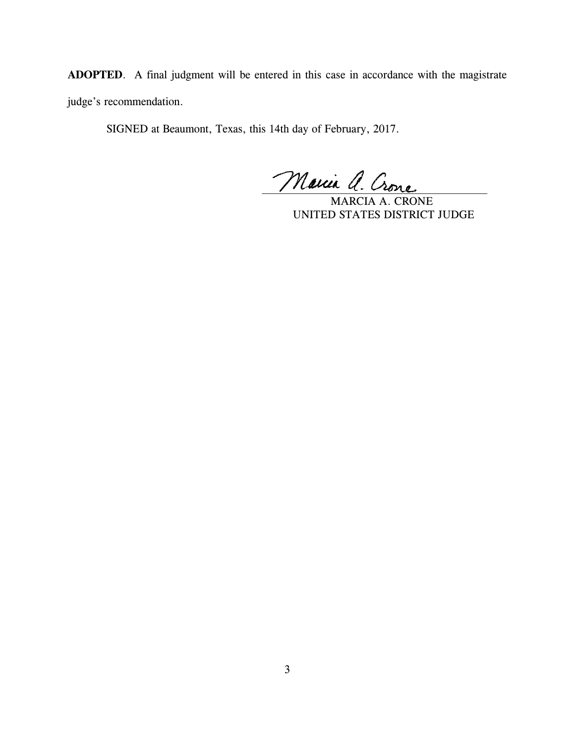**ADOPTED**. A final judgment will be entered in this case in accordance with the magistrate judge's recommendation.

SIGNED at Beaumont, Texas, this 14th day of February, 2017.

Marcia A. Crone

MARCIA A. CRONE
UNITED STATES DISTRICT JUDGE